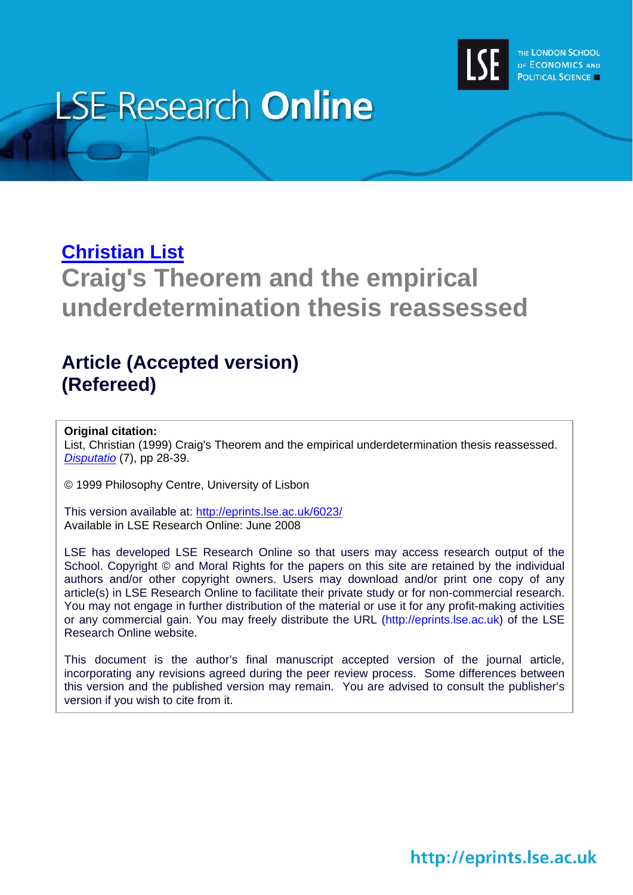# LSE Research Online

THE LONDON SCHOOL OF ECONOMICS AND POLITICAL SCIENCE

## [Christian List](#)

## Craig's Theorem and the empirical underdetermination thesis reassessed

### Article (Accepted version)
### (Refereed)

**Original citation:**
List, Christian (1999) Craig's Theorem and the empirical underdetermination thesis reassessed. *Disputatio* (7), pp 28-39.

© 1999 Philosophy Centre, University of Lisbon

This version available at: http://eprints.lse.ac.uk/6023/
Available in LSE Research Online: June 2008

LSE has developed LSE Research Online so that users may access research output of the School. Copyright © and Moral Rights for the papers on this site are retained by the individual authors and/or other copyright owners. Users may download and/or print one copy of any article(s) in LSE Research Online to facilitate their private study or for non-commercial research. You may not engage in further distribution of the material or use it for any profit-making activities or any commercial gain. You may freely distribute the URL (http://eprints.lse.ac.uk) of the LSE Research Online website.

This document is the author's final manuscript accepted version of the journal article, incorporating any revisions agreed during the peer review process. Some differences between this version and the published version may remain. You are advised to consult the publisher's version if you wish to cite from it.

http://eprints.lse.ac.uk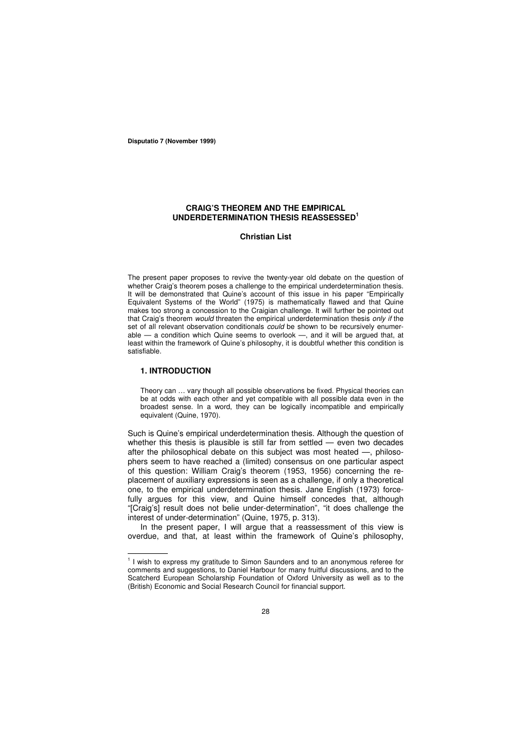**Disputatio 7 (November 1999)**

# CRAIG'S THEOREM AND THE EMPIRICAL UNDERDETERMINATION THESIS REASSESSED[1]

**Christian List**

The present paper proposes to revive the twenty-year old debate on the question of whether Craig's theorem poses a challenge to the empirical underdetermination thesis. It will be demonstrated that Quine's account of this issue in his paper "Empirically Equivalent Systems of the World" (1975) is mathematically flawed and that Quine makes too strong a concession to the Craigian challenge. It will further be pointed out that Craig's theorem *would* threaten the empirical underdetermination thesis *only if* the set of all relevant observation conditionals *could* be shown to be recursively enumerable — a condition which Quine seems to overlook —, and it will be argued that, at least within the framework of Quine's philosophy, it is doubtful whether this condition is satisfiable.

## 1. INTRODUCTION

> Theory can … vary though all possible observations be fixed. Physical theories can be at odds with each other and yet compatible with all possible data even in the broadest sense. In a word, they can be logically incompatible and empirically equivalent (Quine, 1970).

Such is Quine's empirical underdetermination thesis. Although the question of whether this thesis is plausible is still far from settled — even two decades after the philosophical debate on this subject was most heated —, philosophers seem to have reached a (limited) consensus on one particular aspect of this question: William Craig's theorem (1953, 1956) concerning the replacement of auxiliary expressions is seen as a challenge, if only a theoretical one, to the empirical underdetermination thesis. Jane English (1973) forcefully argues for this view, and Quine himself concedes that, although "[Craig's] result does not belie under-determination", "it does challenge the interest of under-determination" (Quine, 1975, p. 313).

In the present paper, I will argue that a reassessment of this view is overdue, and that, at least within the framework of Quine's philosophy,

[1] I wish to express my gratitude to Simon Saunders and to an anonymous referee for comments and suggestions, to Daniel Harbour for many fruitful discussions, and to the Scatcherd European Scholarship Foundation of Oxford University as well as to the (British) Economic and Social Research Council for financial support.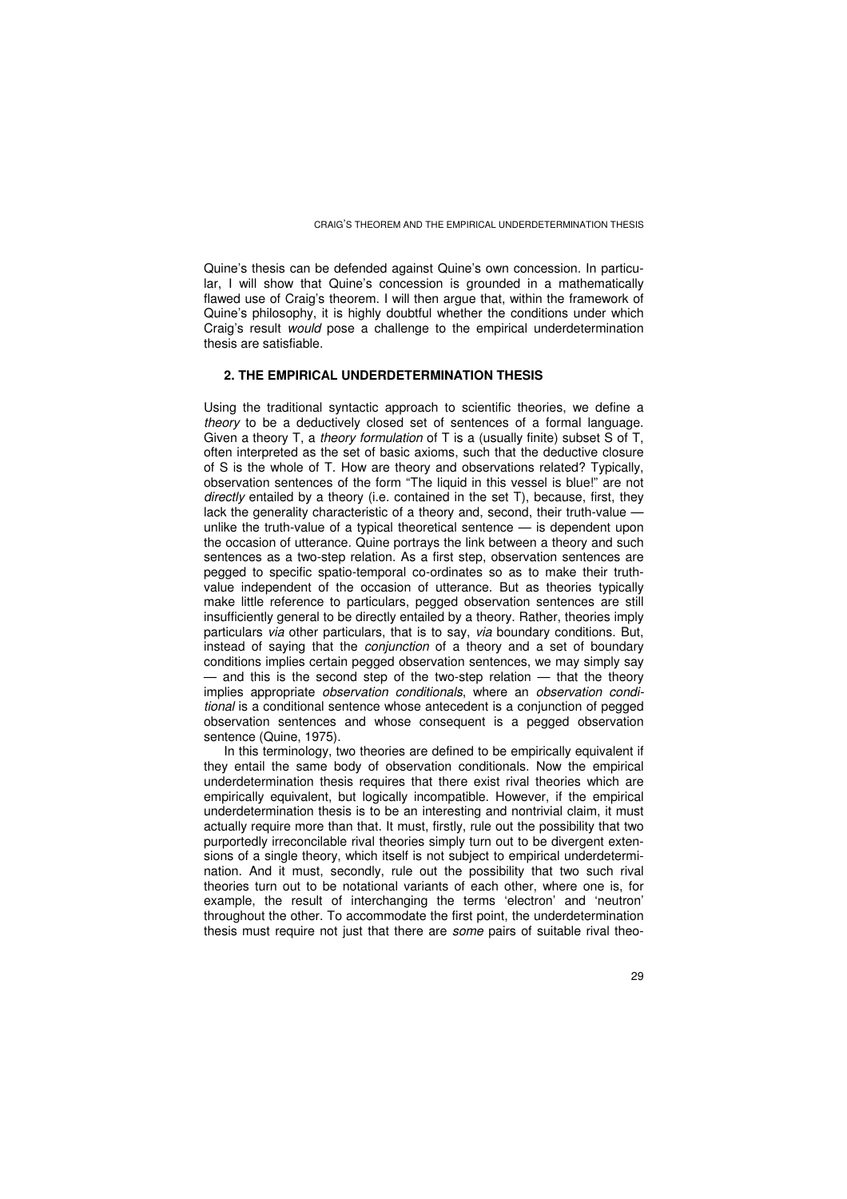Quine's thesis can be defended against Quine's own concession. In particular, I will show that Quine's concession is grounded in a mathematically flawed use of Craig's theorem. I will then argue that, within the framework of Quine's philosophy, it is highly doubtful whether the conditions under which Craig's result *would* pose a challenge to the empirical underdetermination thesis are satisfiable.

## 2. THE EMPIRICAL UNDERDETERMINATION THESIS

Using the traditional syntactic approach to scientific theories, we define a *theory* to be a deductively closed set of sentences of a formal language. Given a theory T, a *theory formulation* of T is a (usually finite) subset S of T, often interpreted as the set of basic axioms, such that the deductive closure of S is the whole of T. How are theory and observations related? Typically, observation sentences of the form "The liquid in this vessel is blue!" are not *directly* entailed by a theory (i.e. contained in the set T), because, first, they lack the generality characteristic of a theory and, second, their truth-value — unlike the truth-value of a typical theoretical sentence — is dependent upon the occasion of utterance. Quine portrays the link between a theory and such sentences as a two-step relation. As a first step, observation sentences are pegged to specific spatio-temporal co-ordinates so as to make their truth-value independent of the occasion of utterance. But as theories typically make little reference to particulars, pegged observation sentences are still insufficiently general to be directly entailed by a theory. Rather, theories imply particulars *via* other particulars, that is to say, *via* boundary conditions. But, instead of saying that the *conjunction* of a theory and a set of boundary conditions implies certain pegged observation sentences, we may simply say — and this is the second step of the two-step relation — that the theory implies appropriate *observation conditionals*, where an *observation conditional* is a conditional sentence whose antecedent is a conjunction of pegged observation sentences and whose consequent is a pegged observation sentence (Quine, 1975).

In this terminology, two theories are defined to be empirically equivalent if they entail the same body of observation conditionals. Now the empirical underdetermination thesis requires that there exist rival theories which are empirically equivalent, but logically incompatible. However, if the empirical underdetermination thesis is to be an interesting and nontrivial claim, it must actually require more than that. It must, firstly, rule out the possibility that two purportedly irreconcilable rival theories simply turn out to be divergent extensions of a single theory, which itself is not subject to empirical underdetermination. And it must, secondly, rule out the possibility that two such rival theories turn out to be notational variants of each other, where one is, for example, the result of interchanging the terms 'electron' and 'neutron' throughout the other. To accommodate the first point, the underdetermination thesis must require not just that there are *some* pairs of suitable rival theo-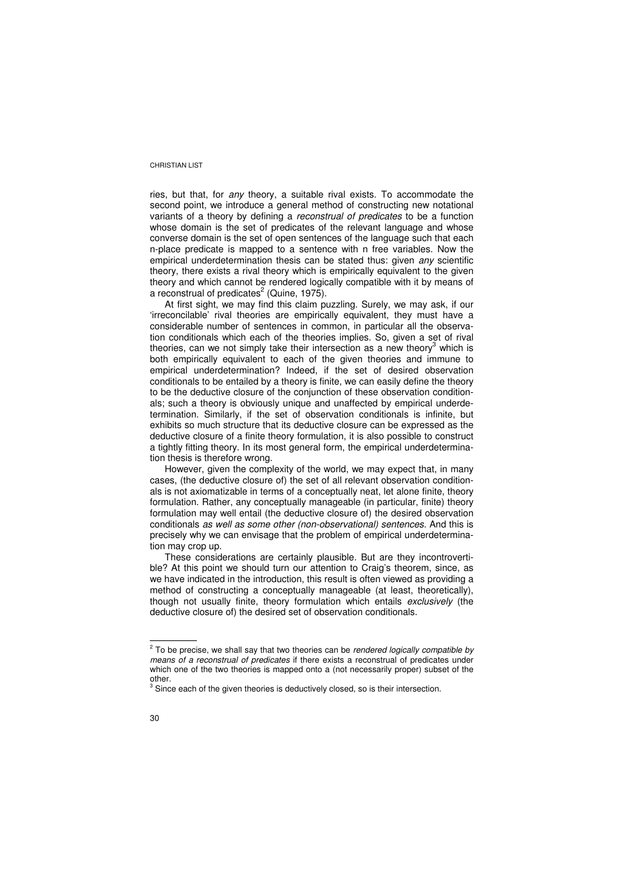ries, but that, for *any* theory, a suitable rival exists. To accommodate the second point, we introduce a general method of constructing new notational variants of a theory by defining a *reconstrual of predicates* to be a function whose domain is the set of predicates of the relevant language and whose converse domain is the set of open sentences of the language such that each n-place predicate is mapped to a sentence with n free variables. Now the empirical underdetermination thesis can be stated thus: given *any* scientific theory, there exists a rival theory which is empirically equivalent to the given theory and which cannot be rendered logically compatible with it by means of a reconstrual of predicates[2] (Quine, 1975).

At first sight, we may find this claim puzzling. Surely, we may ask, if our 'irreconcilable' rival theories are empirically equivalent, they must have a considerable number of sentences in common, in particular all the observation conditionals which each of the theories implies. So, given a set of rival theories, can we not simply take their intersection as a new theory[3] which is both empirically equivalent to each of the given theories and immune to empirical underdetermination? Indeed, if the set of desired observation conditionals to be entailed by a theory is finite, we can easily define the theory to be the deductive closure of the conjunction of these observation conditionals; such a theory is obviously unique and unaffected by empirical underdetermination. Similarly, if the set of observation conditionals is infinite, but exhibits so much structure that its deductive closure can be expressed as the deductive closure of a finite theory formulation, it is also possible to construct a tightly fitting theory. In its most general form, the empirical underdetermination thesis is therefore wrong.

However, given the complexity of the world, we may expect that, in many cases, (the deductive closure of) the set of all relevant observation conditionals is not axiomatizable in terms of a conceptually neat, let alone finite, theory formulation. Rather, any conceptually manageable (in particular, finite) theory formulation may well entail (the deductive closure of) the desired observation conditionals *as well as some other (non-observational) sentences*. And this is precisely why we can envisage that the problem of empirical underdetermination may crop up.

These considerations are certainly plausible. But are they incontrovertible? At this point we should turn our attention to Craig's theorem, since, as we have indicated in the introduction, this result is often viewed as providing a method of constructing a conceptually manageable (at least, theoretically), though not usually finite, theory formulation which entails *exclusively* (the deductive closure of) the desired set of observation conditionals.

---

[2] To be precise, we shall say that two theories can be *rendered logically compatible by means of a reconstrual of predicates* if there exists a reconstrual of predicates under which one of the two theories is mapped onto a (not necessarily proper) subset of the other.

[3] Since each of the given theories is deductively closed, so is their intersection.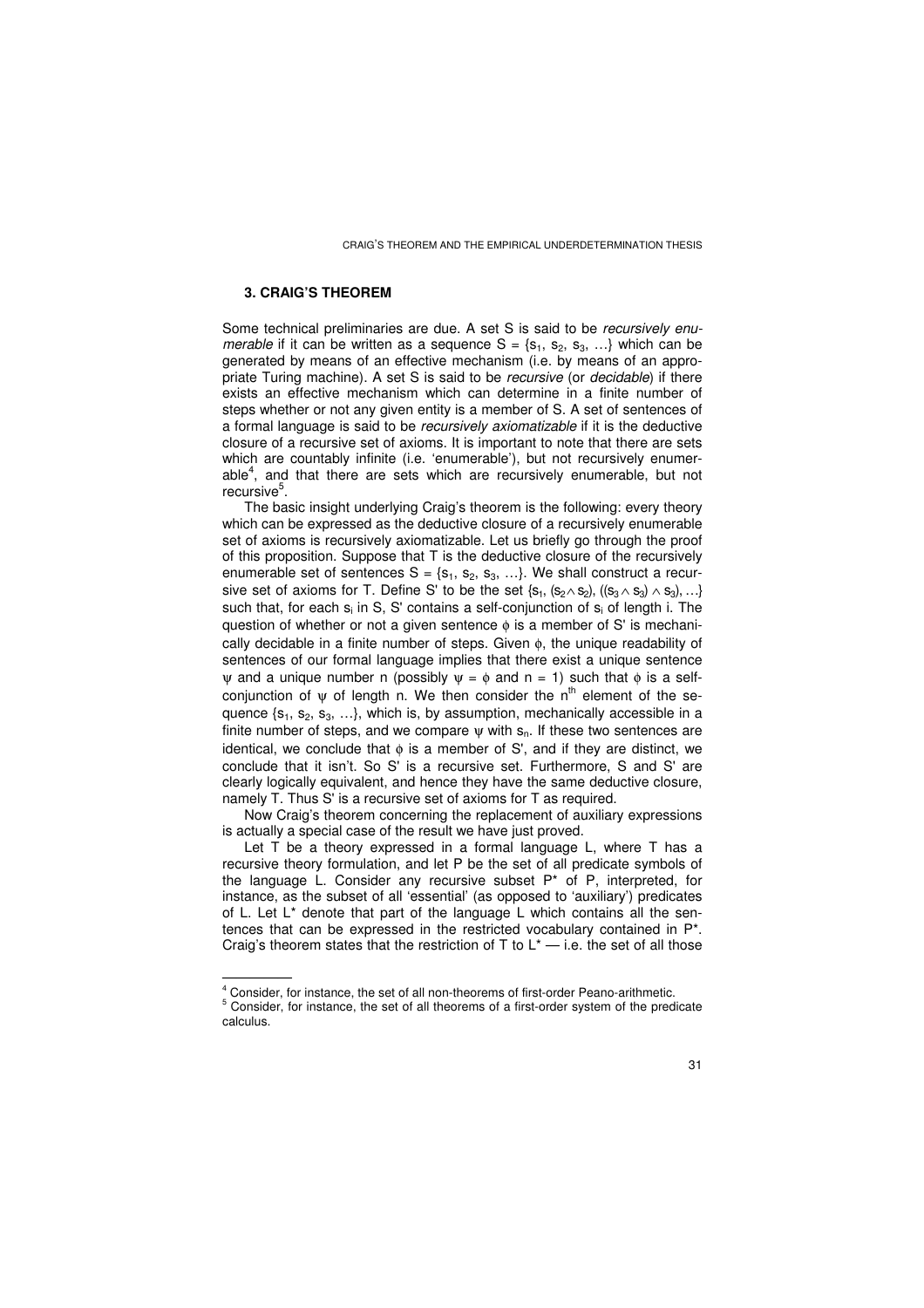### 3. CRAIG'S THEOREM

Some technical preliminaries are due. A set S is said to be *recursively enumerable* if it can be written as a sequence $S = \{s_1, s_2, s_3, \ldots\}$ which can be generated by means of an effective mechanism (i.e. by means of an appropriate Turing machine). A set S is said to be *recursive* (or *decidable*) if there exists an effective mechanism which can determine in a finite number of steps whether or not any given entity is a member of S. A set of sentences of a formal language is said to be *recursively axiomatizable* if it is the deductive closure of a recursive set of axioms. It is important to note that there are sets which are countably infinite (i.e. 'enumerable'), but not recursively enumerable[4], and that there are sets which are recursively enumerable, but not recursive[5].

The basic insight underlying Craig's theorem is the following: every theory which can be expressed as the deductive closure of a recursively enumerable set of axioms is recursively axiomatizable. Let us briefly go through the proof of this proposition. Suppose that T is the deductive closure of the recursively enumerable set of sentences $S = \{s_1, s_2, s_3, \ldots\}$. We shall construct a recursive set of axioms for T. Define S' to be the set $\{s_1, (s_2 \wedge s_2), ((s_3 \wedge s_3) \wedge s_3), \ldots\}$ such that, for each $s_i$ in S, S' contains a self-conjunction of $s_i$ of length i. The question of whether or not a given sentence $\phi$ is a member of S' is mechanically decidable in a finite number of steps. Given $\phi$, the unique readability of sentences of our formal language implies that there exist a unique sentence $\psi$ and a unique number n (possibly $\psi = \phi$ and $n = 1$) such that $\phi$ is a self-conjunction of $\psi$ of length n. We then consider the $n^{th}$ element of the sequence $\{s_1, s_2, s_3, \ldots\}$, which is, by assumption, mechanically accessible in a finite number of steps, and we compare $\psi$ with $s_n$. If these two sentences are identical, we conclude that $\phi$ is a member of S', and if they are distinct, we conclude that it isn't. So S' is a recursive set. Furthermore, S and S' are clearly logically equivalent, and hence they have the same deductive closure, namely T. Thus S' is a recursive set of axioms for T as required.

Now Craig's theorem concerning the replacement of auxiliary expressions is actually a special case of the result we have just proved.

Let T be a theory expressed in a formal language L, where T has a recursive theory formulation, and let P be the set of all predicate symbols of the language L. Consider any recursive subset P* of P, interpreted, for instance, as the subset of all 'essential' (as opposed to 'auxiliary') predicates of L. Let L* denote that part of the language L which contains all the sentences that can be expressed in the restricted vocabulary contained in P*. Craig's theorem states that the restriction of T to L* — i.e. the set of all those

---

[4] Consider, for instance, the set of all non-theorems of first-order Peano-arithmetic.

[5] Consider, for instance, the set of all theorems of a first-order system of the predicate calculus.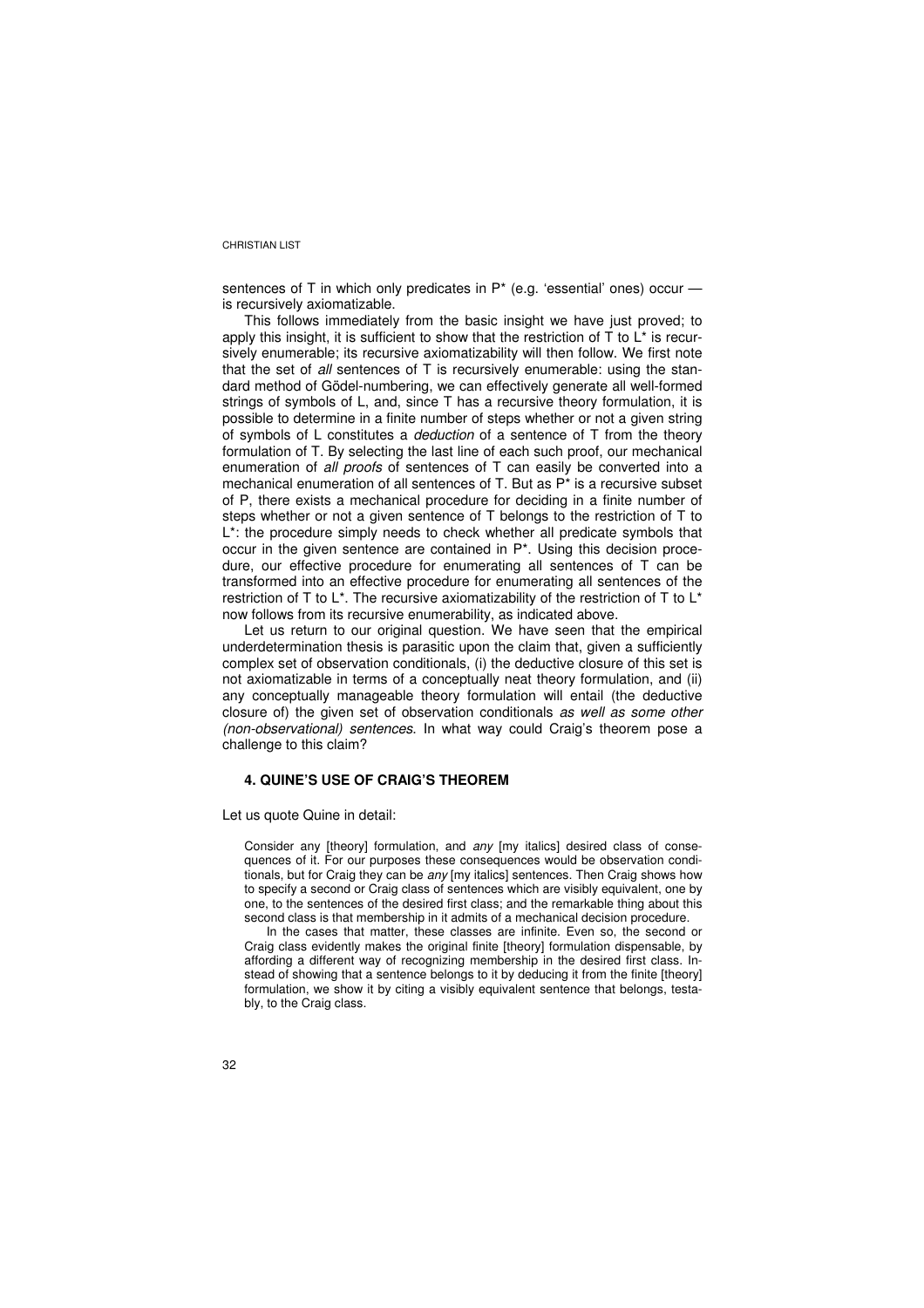sentences of T in which only predicates in P* (e.g. 'essential' ones) occur — is recursively axiomatizable.

This follows immediately from the basic insight we have just proved; to apply this insight, it is sufficient to show that the restriction of T to L* is recursively enumerable; its recursive axiomatizability will then follow. We first note that the set of *all* sentences of T is recursively enumerable: using the standard method of Gödel-numbering, we can effectively generate all well-formed strings of symbols of L, and, since T has a recursive theory formulation, it is possible to determine in a finite number of steps whether or not a given string of symbols of L constitutes a *deduction* of a sentence of T from the theory formulation of T. By selecting the last line of each such proof, our mechanical enumeration of *all proofs* of sentences of T can easily be converted into a mechanical enumeration of all sentences of T. But as P* is a recursive subset of P, there exists a mechanical procedure for deciding in a finite number of steps whether or not a given sentence of T belongs to the restriction of T to L*: the procedure simply needs to check whether all predicate symbols that occur in the given sentence are contained in P*. Using this decision procedure, our effective procedure for enumerating all sentences of T can be transformed into an effective procedure for enumerating all sentences of the restriction of T to L*. The recursive axiomatizability of the restriction of T to L* now follows from its recursive enumerability, as indicated above.

Let us return to our original question. We have seen that the empirical underdetermination thesis is parasitic upon the claim that, given a sufficiently complex set of observation conditionals, (i) the deductive closure of this set is not axiomatizable in terms of a conceptually neat theory formulation, and (ii) any conceptually manageable theory formulation will entail (the deductive closure of) the given set of observation conditionals *as well as some other (non-observational) sentences*. In what way could Craig's theorem pose a challenge to this claim?

### 4. QUINE'S USE OF CRAIG'S THEOREM

Let us quote Quine in detail:

> Consider any [theory] formulation, and *any* [my italics] desired class of consequences of it. For our purposes these consequences would be observation conditionals, but for Craig they can be *any* [my italics] sentences. Then Craig shows how to specify a second or Craig class of sentences which are visibly equivalent, one by one, to the sentences of the desired first class; and the remarkable thing about this second class is that membership in it admits of a mechanical decision procedure.
>
> In the cases that matter, these classes are infinite. Even so, the second or Craig class evidently makes the original finite [theory] formulation dispensable, by affording a different way of recognizing membership in the desired first class. Instead of showing that a sentence belongs to it by deducing it from the finite [theory] formulation, we show it by citing a visibly equivalent sentence that belongs, testably, to the Craig class.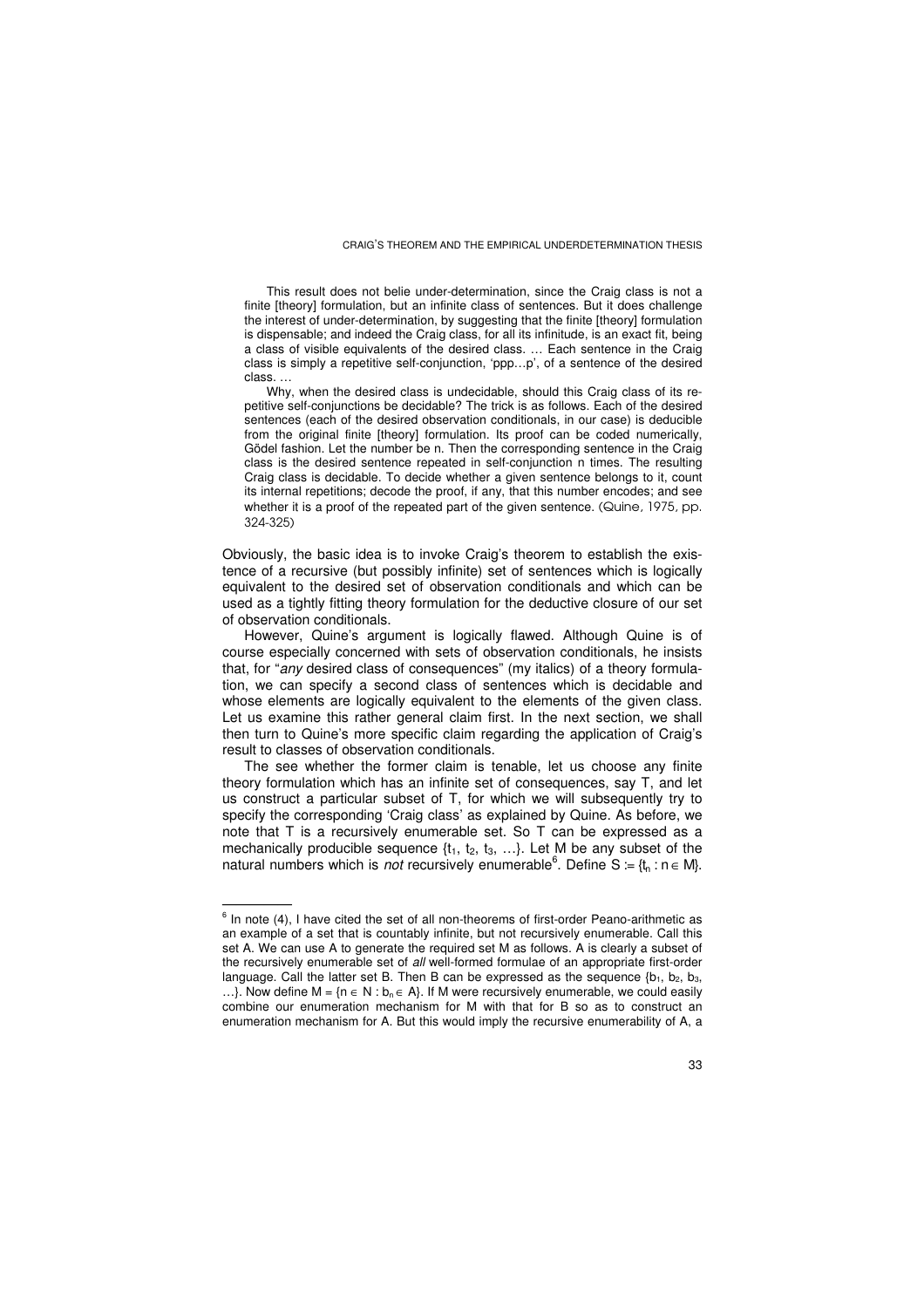> This result does not belie under-determination, since the Craig class is not a finite [theory] formulation, but an infinite class of sentences. But it does challenge the interest of under-determination, by suggesting that the finite [theory] formulation is dispensable; and indeed the Craig class, for all its infinitude, is an exact fit, being a class of visible equivalents of the desired class. … Each sentence in the Craig class is simply a repetitive self-conjunction, 'ppp…p', of a sentence of the desired class. …
>
> Why, when the desired class is undecidable, should this Craig class of its repetitive self-conjunctions be decidable? The trick is as follows. Each of the desired sentences (each of the desired observation conditionals, in our case) is deducible from the original finite [theory] formulation. Its proof can be coded numerically, Gödel fashion. Let the number be n. Then the corresponding sentence in the Craig class is the desired sentence repeated in self-conjunction n times. The resulting Craig class is decidable. To decide whether a given sentence belongs to it, count its internal repetitions; decode the proof, if any, that this number encodes; and see whether it is a proof of the repeated part of the given sentence. (Quine, 1975, pp. 324-325)

Obviously, the basic idea is to invoke Craig's theorem to establish the existence of a recursive (but possibly infinite) set of sentences which is logically equivalent to the desired set of observation conditionals and which can be used as a tightly fitting theory formulation for the deductive closure of our set of observation conditionals.

However, Quine's argument is logically flawed. Although Quine is of course especially concerned with sets of observation conditionals, he insists that, for "*any* desired class of consequences" (my italics) of a theory formulation, we can specify a second class of sentences which is decidable and whose elements are logically equivalent to the elements of the given class. Let us examine this rather general claim first. In the next section, we shall then turn to Quine's more specific claim regarding the application of Craig's result to classes of observation conditionals.

The see whether the former claim is tenable, let us choose any finite theory formulation which has an infinite set of consequences, say T, and let us construct a particular subset of T, for which we will subsequently try to specify the corresponding 'Craig class' as explained by Quine. As before, we note that T is a recursively enumerable set. So T can be expressed as a mechanically producible sequence $\{t_1, t_2, t_3, \ldots\}$. Let M be any subset of the natural numbers which is *not* recursively enumerable[6]. Define $S := \{t_n : n \in M\}$.

[6] In note (4), I have cited the set of all non-theorems of first-order Peano-arithmetic as an example of a set that is countably infinite, but not recursively enumerable. Call this set A. We can use A to generate the required set M as follows. A is clearly a subset of the recursively enumerable set of *all* well-formed formulae of an appropriate first-order language. Call the latter set B. Then B can be expressed as the sequence $\{b_1, b_2, b_3, \ldots\}$. Now define $M = \{n \in N : b_n \in A\}$. If M were recursively enumerable, we could easily combine our enumeration mechanism for M with that for B so as to construct an enumeration mechanism for A. But this would imply the recursive enumerability of A, a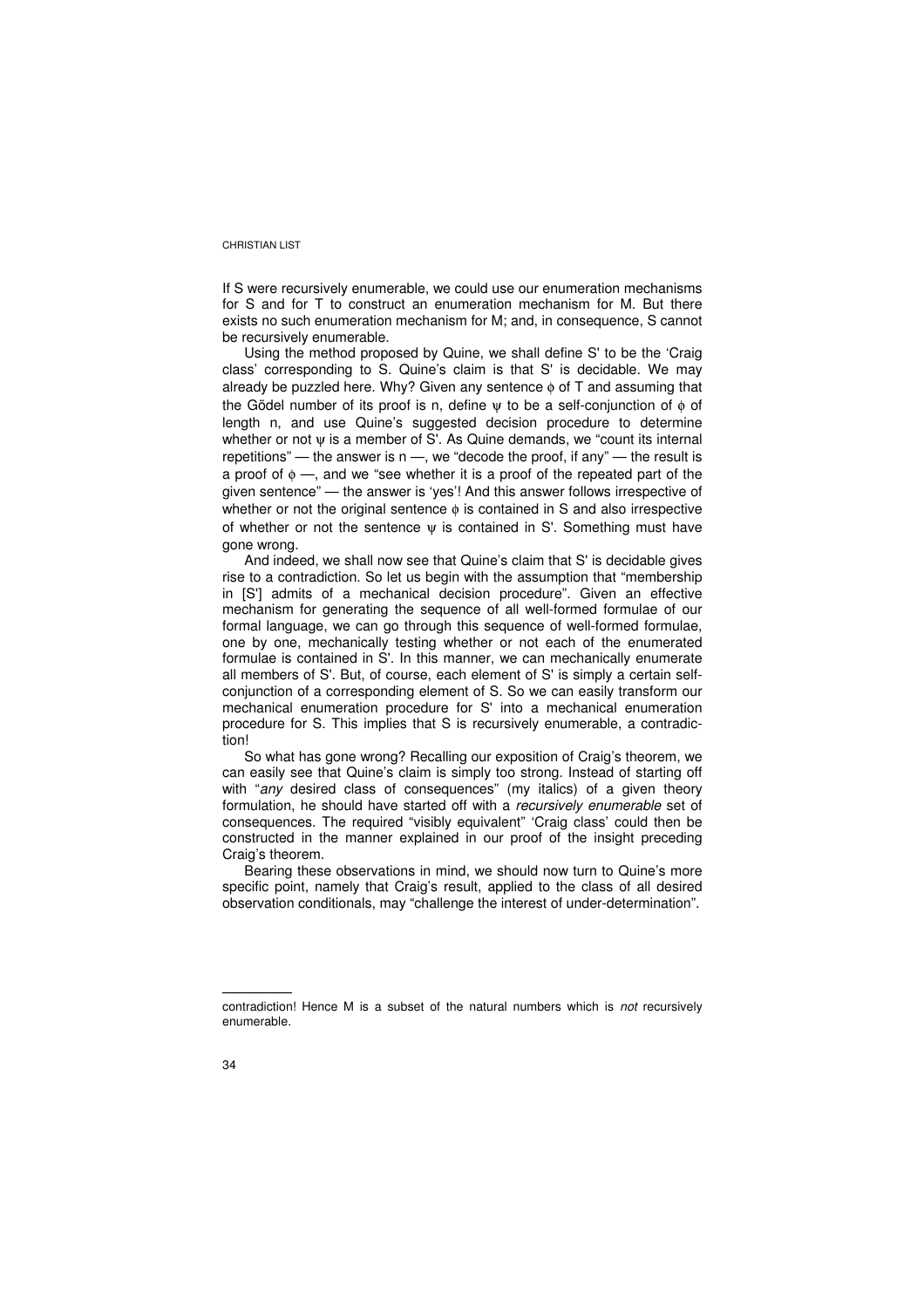If S were recursively enumerable, we could use our enumeration mechanisms for S and for T to construct an enumeration mechanism for M. But there exists no such enumeration mechanism for M; and, in consequence, S cannot be recursively enumerable.

Using the method proposed by Quine, we shall define S' to be the 'Craig class' corresponding to S. Quine's claim is that S' is decidable. We may already be puzzled here. Why? Given any sentence $\phi$ of T and assuming that the Gödel number of its proof is n, define $\psi$ to be a self-conjunction of $\phi$ of length n, and use Quine's suggested decision procedure to determine whether or not $\psi$ is a member of S'. As Quine demands, we "count its internal repetitions" — the answer is n —, we "decode the proof, if any" — the result is a proof of $\phi$ —, and we "see whether it is a proof of the repeated part of the given sentence" — the answer is 'yes'! And this answer follows irrespective of whether or not the original sentence $\phi$ is contained in S and also irrespective of whether or not the sentence $\psi$ is contained in S'. Something must have gone wrong.

And indeed, we shall now see that Quine's claim that S' is decidable gives rise to a contradiction. So let us begin with the assumption that "membership in [S'] admits of a mechanical decision procedure". Given an effective mechanism for generating the sequence of all well-formed formulae of our formal language, we can go through this sequence of well-formed formulae, one by one, mechanically testing whether or not each of the enumerated formulae is contained in S'. In this manner, we can mechanically enumerate all members of S'. But, of course, each element of S' is simply a certain self-conjunction of a corresponding element of S. So we can easily transform our mechanical enumeration procedure for S' into a mechanical enumeration procedure for S. This implies that S is recursively enumerable, a contradiction!

So what has gone wrong? Recalling our exposition of Craig's theorem, we can easily see that Quine's claim is simply too strong. Instead of starting off with "*any* desired class of consequences" (my italics) of a given theory formulation, he should have started off with a *recursively enumerable* set of consequences. The required "visibly equivalent" 'Craig class' could then be constructed in the manner explained in our proof of the insight preceding Craig's theorem.

Bearing these observations in mind, we should now turn to Quine's more specific point, namely that Craig's result, applied to the class of all desired observation conditionals, may "challenge the interest of under-determination".

---

contradiction! Hence M is a subset of the natural numbers which is *not* recursively enumerable.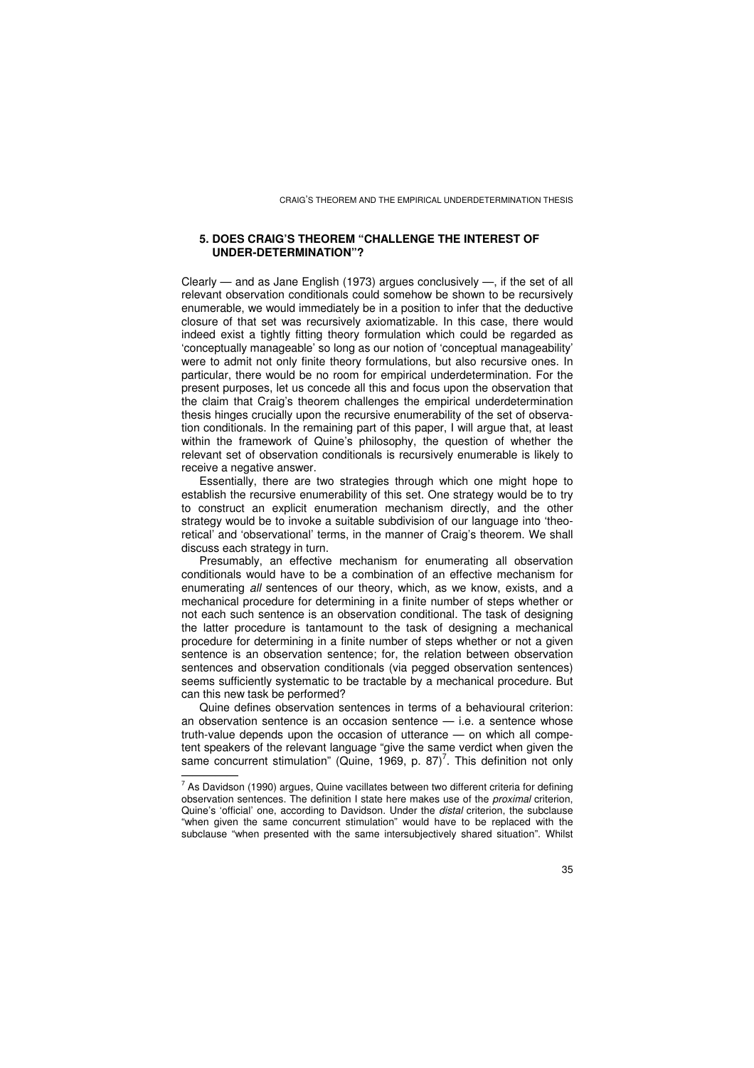## 5. DOES CRAIG'S THEOREM "CHALLENGE THE INTEREST OF UNDER-DETERMINATION"?

Clearly — and as Jane English (1973) argues conclusively —, if the set of all relevant observation conditionals could somehow be shown to be recursively enumerable, we would immediately be in a position to infer that the deductive closure of that set was recursively axiomatizable. In this case, there would indeed exist a tightly fitting theory formulation which could be regarded as 'conceptually manageable' so long as our notion of 'conceptual manageability' were to admit not only finite theory formulations, but also recursive ones. In particular, there would be no room for empirical underdetermination. For the present purposes, let us concede all this and focus upon the observation that the claim that Craig's theorem challenges the empirical underdetermination thesis hinges crucially upon the recursive enumerability of the set of observation conditionals. In the remaining part of this paper, I will argue that, at least within the framework of Quine's philosophy, the question of whether the relevant set of observation conditionals is recursively enumerable is likely to receive a negative answer.

Essentially, there are two strategies through which one might hope to establish the recursive enumerability of this set. One strategy would be to try to construct an explicit enumeration mechanism directly, and the other strategy would be to invoke a suitable subdivision of our language into 'theoretical' and 'observational' terms, in the manner of Craig's theorem. We shall discuss each strategy in turn.

Presumably, an effective mechanism for enumerating all observation conditionals would have to be a combination of an effective mechanism for enumerating *all* sentences of our theory, which, as we know, exists, and a mechanical procedure for determining in a finite number of steps whether or not each such sentence is an observation conditional. The task of designing the latter procedure is tantamount to the task of designing a mechanical procedure for determining in a finite number of steps whether or not a given sentence is an observation sentence; for, the relation between observation sentences and observation conditionals (via pegged observation sentences) seems sufficiently systematic to be tractable by a mechanical procedure. But can this new task be performed?

Quine defines observation sentences in terms of a behavioural criterion: an observation sentence is an occasion sentence — i.e. a sentence whose truth-value depends upon the occasion of utterance — on which all competent speakers of the relevant language "give the same verdict when given the same concurrent stimulation" (Quine, 1969, p. 87)[7]. This definition not only

[7] As Davidson (1990) argues, Quine vacillates between two different criteria for defining observation sentences. The definition I state here makes use of the *proximal* criterion, Quine's 'official' one, according to Davidson. Under the *distal* criterion, the subclause "when given the same concurrent stimulation" would have to be replaced with the subclause "when presented with the same intersubjectively shared situation". Whilst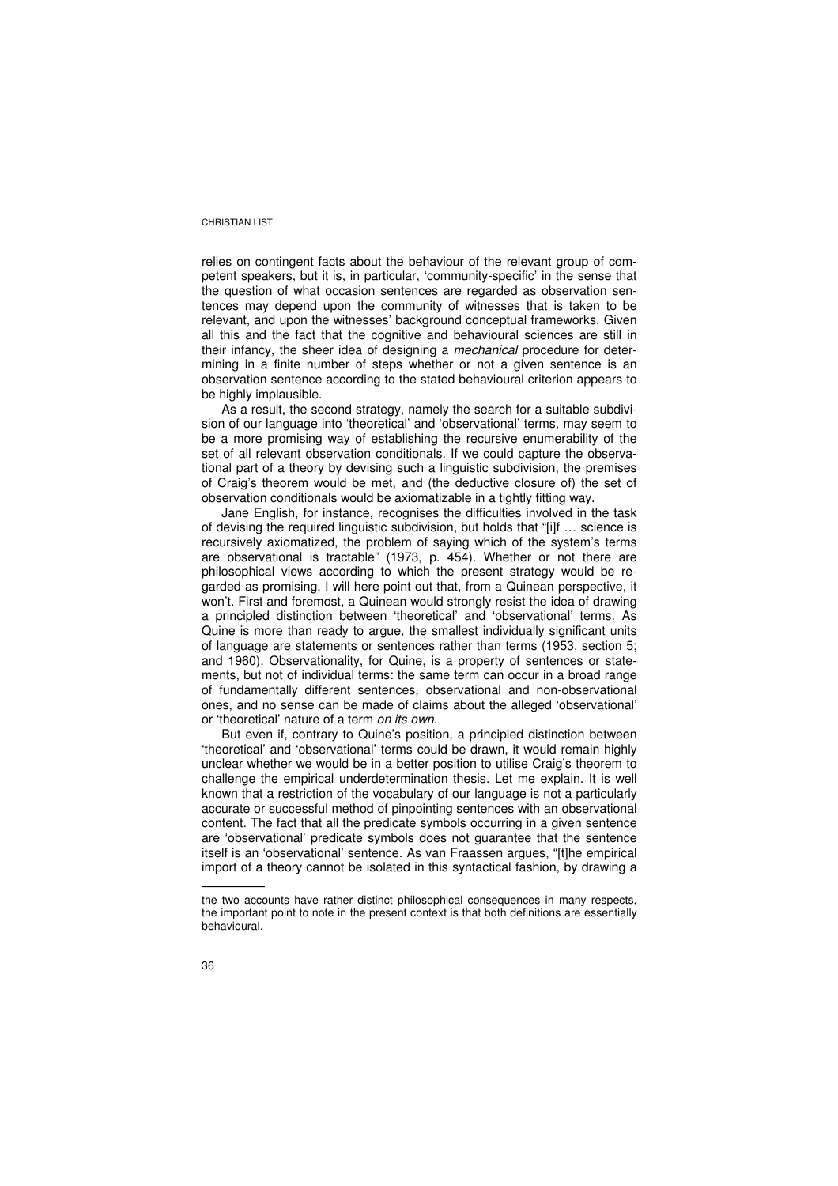relies on contingent facts about the behaviour of the relevant group of competent speakers, but it is, in particular, 'community-specific' in the sense that the question of what occasion sentences are regarded as observation sentences may depend upon the community of witnesses that is taken to be relevant, and upon the witnesses' background conceptual frameworks. Given all this and the fact that the cognitive and behavioural sciences are still in their infancy, the sheer idea of designing a *mechanical* procedure for determining in a finite number of steps whether or not a given sentence is an observation sentence according to the stated behavioural criterion appears to be highly implausible.

As a result, the second strategy, namely the search for a suitable subdivision of our language into 'theoretical' and 'observational' terms, may seem to be a more promising way of establishing the recursive enumerability of the set of all relevant observation conditionals. If we could capture the observational part of a theory by devising such a linguistic subdivision, the premises of Craig's theorem would be met, and (the deductive closure of) the set of observation conditionals would be axiomatizable in a tightly fitting way.

Jane English, for instance, recognises the difficulties involved in the task of devising the required linguistic subdivision, but holds that "[i]f … science is recursively axiomatized, the problem of saying which of the system's terms are observational is tractable" (1973, p. 454). Whether or not there are philosophical views according to which the present strategy would be regarded as promising, I will here point out that, from a Quinean perspective, it won't. First and foremost, a Quinean would strongly resist the idea of drawing a principled distinction between 'theoretical' and 'observational' terms. As Quine is more than ready to argue, the smallest individually significant units of language are statements or sentences rather than terms (1953, section 5; and 1960). Observationality, for Quine, is a property of sentences or statements, but not of individual terms: the same term can occur in a broad range of fundamentally different sentences, observational and non-observational ones, and no sense can be made of claims about the alleged 'observational' or 'theoretical' nature of a term *on its own*.

But even if, contrary to Quine's position, a principled distinction between 'theoretical' and 'observational' terms could be drawn, it would remain highly unclear whether we would be in a better position to utilise Craig's theorem to challenge the empirical underdetermination thesis. Let me explain. It is well known that a restriction of the vocabulary of our language is not a particularly accurate or successful method of pinpointing sentences with an observational content. The fact that all the predicate symbols occurring in a given sentence are 'observational' predicate symbols does not guarantee that the sentence itself is an 'observational' sentence. As van Fraassen argues, "[t]he empirical import of a theory cannot be isolated in this syntactical fashion, by drawing a

---

the two accounts have rather distinct philosophical consequences in many respects, the important point to note in the present context is that both definitions are essentially behavioural.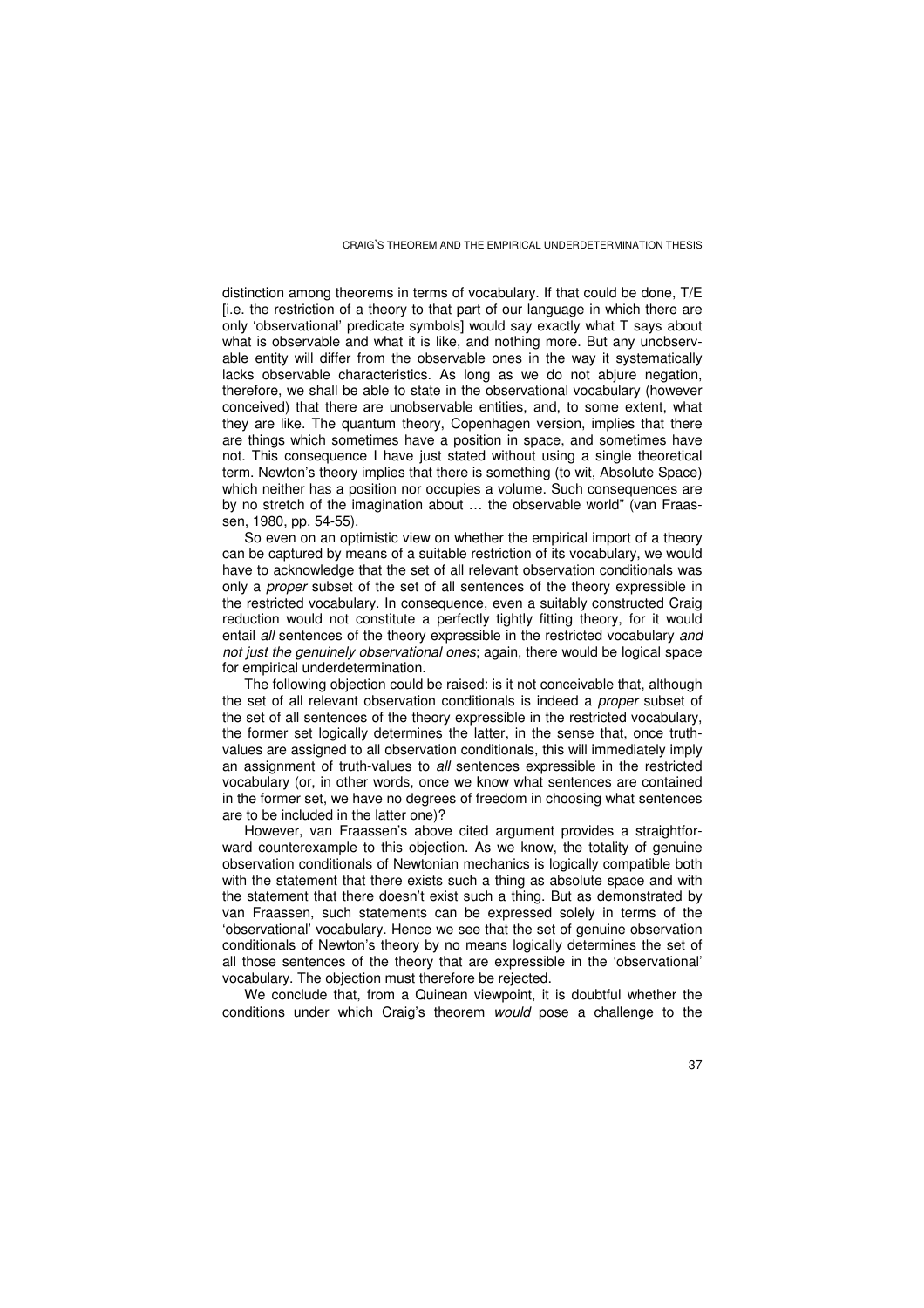distinction among theorems in terms of vocabulary. If that could be done, T/E [i.e. the restriction of a theory to that part of our language in which there are only 'observational' predicate symbols] would say exactly what T says about what is observable and what it is like, and nothing more. But any unobservable entity will differ from the observable ones in the way it systematically lacks observable characteristics. As long as we do not abjure negation, therefore, we shall be able to state in the observational vocabulary (however conceived) that there are unobservable entities, and, to some extent, what they are like. The quantum theory, Copenhagen version, implies that there are things which sometimes have a position in space, and sometimes have not. This consequence I have just stated without using a single theoretical term. Newton's theory implies that there is something (to wit, Absolute Space) which neither has a position nor occupies a volume. Such consequences are by no stretch of the imagination about … the observable world" (van Fraassen, 1980, pp. 54-55).

So even on an optimistic view on whether the empirical import of a theory can be captured by means of a suitable restriction of its vocabulary, we would have to acknowledge that the set of all relevant observation conditionals was only a *proper* subset of the set of all sentences of the theory expressible in the restricted vocabulary. In consequence, even a suitably constructed Craig reduction would not constitute a perfectly tightly fitting theory, for it would entail *all* sentences of the theory expressible in the restricted vocabulary *and not just the genuinely observational ones*; again, there would be logical space for empirical underdetermination.

The following objection could be raised: is it not conceivable that, although the set of all relevant observation conditionals is indeed a *proper* subset of the set of all sentences of the theory expressible in the restricted vocabulary, the former set logically determines the latter, in the sense that, once truth-values are assigned to all observation conditionals, this will immediately imply an assignment of truth-values to *all* sentences expressible in the restricted vocabulary (or, in other words, once we know what sentences are contained in the former set, we have no degrees of freedom in choosing what sentences are to be included in the latter one)?

However, van Fraassen's above cited argument provides a straightforward counterexample to this objection. As we know, the totality of genuine observation conditionals of Newtonian mechanics is logically compatible both with the statement that there exists such a thing as absolute space and with the statement that there doesn't exist such a thing. But as demonstrated by van Fraassen, such statements can be expressed solely in terms of the 'observational' vocabulary. Hence we see that the set of genuine observation conditionals of Newton's theory by no means logically determines the set of all those sentences of the theory that are expressible in the 'observational' vocabulary. The objection must therefore be rejected.

We conclude that, from a Quinean viewpoint, it is doubtful whether the conditions under which Craig's theorem *would* pose a challenge to the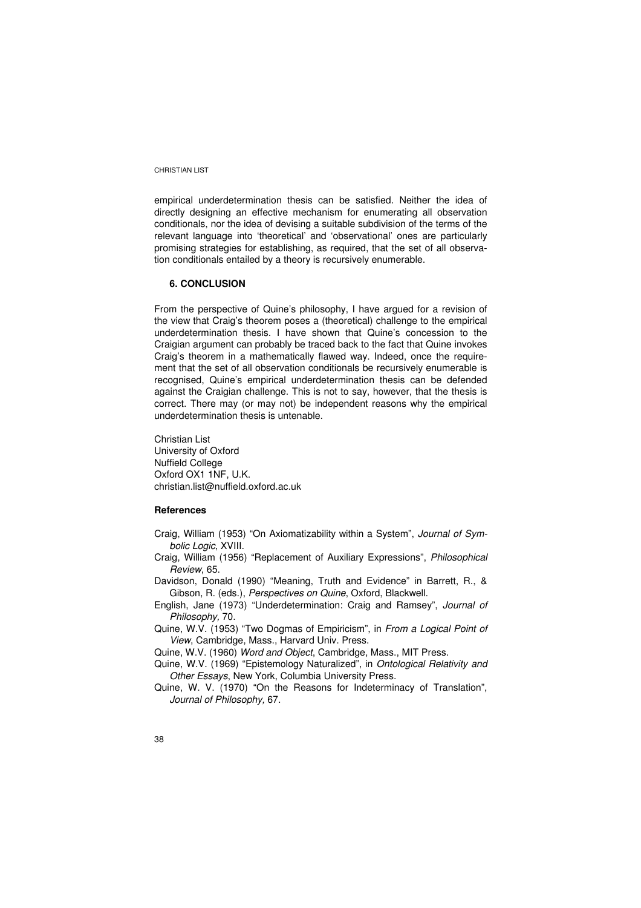empirical underdetermination thesis can be satisfied. Neither the idea of directly designing an effective mechanism for enumerating all observation conditionals, nor the idea of devising a suitable subdivision of the terms of the relevant language into 'theoretical' and 'observational' ones are particularly promising strategies for establishing, as required, that the set of all observation conditionals entailed by a theory is recursively enumerable.

## 6. CONCLUSION

From the perspective of Quine's philosophy, I have argued for a revision of the view that Craig's theorem poses a (theoretical) challenge to the empirical underdetermination thesis. I have shown that Quine's concession to the Craigian argument can probably be traced back to the fact that Quine invokes Craig's theorem in a mathematically flawed way. Indeed, once the requirement that the set of all observation conditionals be recursively enumerable is recognised, Quine's empirical underdetermination thesis can be defended against the Craigian challenge. This is not to say, however, that the thesis is correct. There may (or may not) be independent reasons why the empirical underdetermination thesis is untenable.

Christian List
University of Oxford
Nuffield College
Oxford OX1 1NF, U.K.
christian.list@nuffield.oxford.ac.uk

### References

Craig, William (1953) "On Axiomatizability within a System", *Journal of Symbolic Logic*, XVIII.

Craig, William (1956) "Replacement of Auxiliary Expressions", *Philosophical Review*, 65.

Davidson, Donald (1990) "Meaning, Truth and Evidence" in Barrett, R., & Gibson, R. (eds.), *Perspectives on Quine*, Oxford, Blackwell.

English, Jane (1973) "Underdetermination: Craig and Ramsey", *Journal of Philosophy,* 70.

Quine, W.V. (1953) "Two Dogmas of Empiricism", in *From a Logical Point of View*, Cambridge, Mass., Harvard Univ. Press.

Quine, W.V. (1960) *Word and Object*, Cambridge, Mass., MIT Press.

Quine, W.V. (1969) "Epistemology Naturalized", in *Ontological Relativity and Other Essays*, New York, Columbia University Press.

Quine, W. V. (1970) "On the Reasons for Indeterminacy of Translation", *Journal of Philosophy,* 67.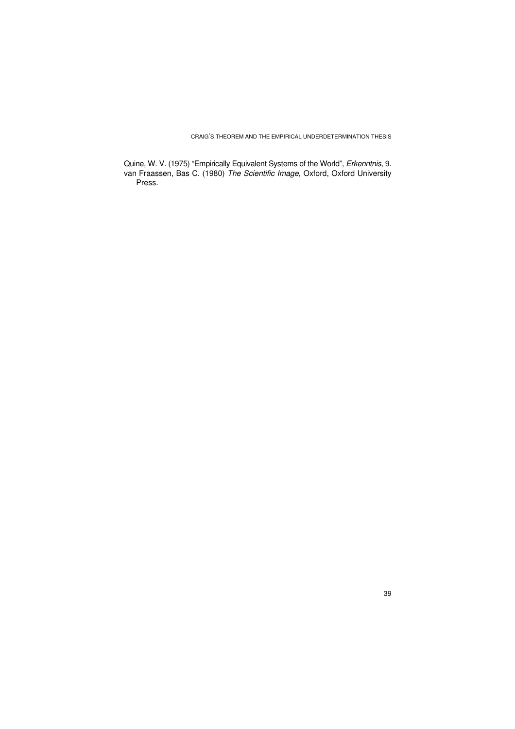Quine, W. V. (1975) “Empirically Equivalent Systems of the World”, *Erkenntnis*, 9.

van Fraassen, Bas C. (1980) *The Scientific Image*, Oxford, Oxford University Press.